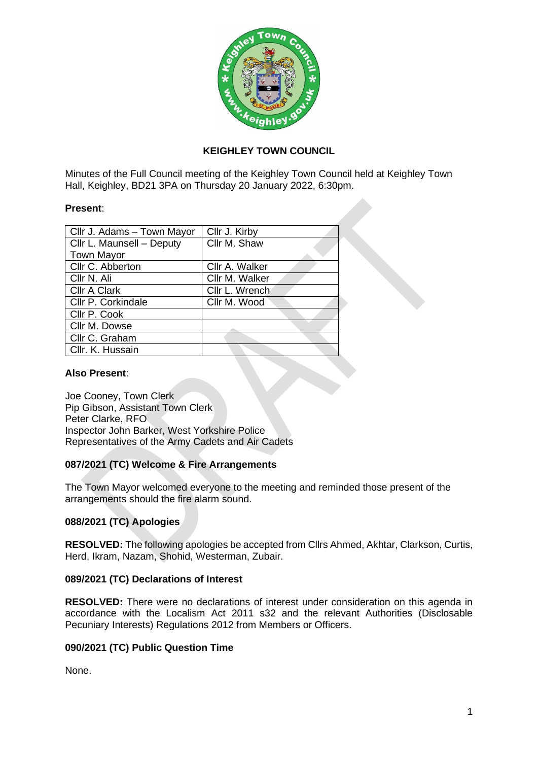# KEIGHLEY TOWN COUNCIL

Minutes of the Full Council meeting of the Keighley Town Council held at Keighley Town Hall, Keighley, BD21 3PA on Thursday 20 January 2022, 6:30pm.

**Present**:

| | |
|---|---|
| Cllr J. Adams – Town Mayor | Cllr J. Kirby |
| Cllr L. Maunsell – Deputy Town Mayor | Cllr M. Shaw |
| Cllr C. Abberton | Cllr A. Walker |
| Cllr N. Ali | Cllr M. Walker |
| Cllr A Clark | Cllr L. Wrench |
| Cllr P. Corkindale | Cllr M. Wood |
| Cllr P. Cook | |
| Cllr M. Dowse | |
| Cllr C. Graham | |
| Cllr. K. Hussain | |

**Also Present**:

Joe Cooney, Town Clerk
Pip Gibson, Assistant Town Clerk
Peter Clarke, RFO
Inspector John Barker, West Yorkshire Police
Representatives of the Army Cadets and Air Cadets

### 087/2021 (TC) Welcome & Fire Arrangements

The Town Mayor welcomed everyone to the meeting and reminded those present of the arrangements should the fire alarm sound.

### 088/2021 (TC) Apologies

**RESOLVED:** The following apologies be accepted from Cllrs Ahmed, Akhtar, Clarkson, Curtis, Herd, Ikram, Nazam, Shohid, Westerman, Zubair.

### 089/2021 (TC) Declarations of Interest

**RESOLVED:** There were no declarations of interest under consideration on this agenda in accordance with the Localism Act 2011 s32 and the relevant Authorities (Disclosable Pecuniary Interests) Regulations 2012 from Members or Officers.

### 090/2021 (TC) Public Question Time

None.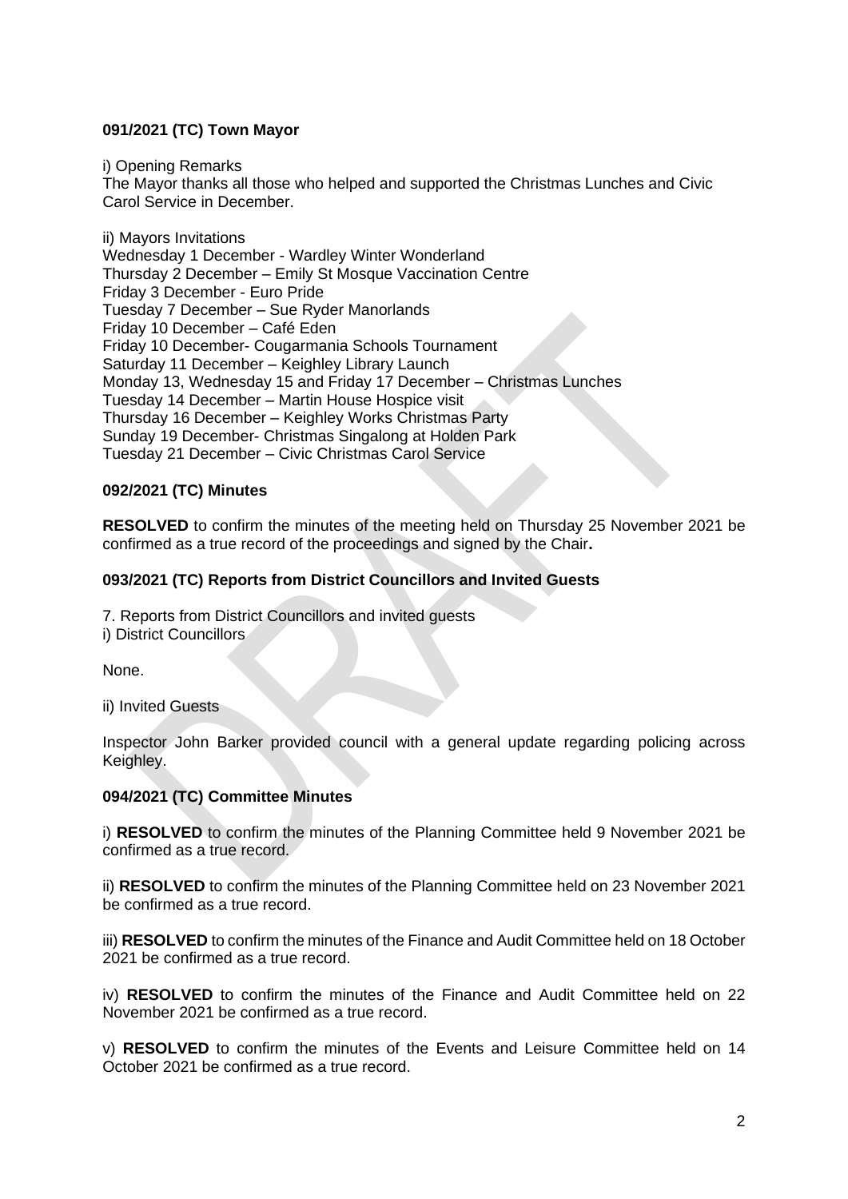**091/2021 (TC) Town Mayor**

i) Opening Remarks
The Mayor thanks all those who helped and supported the Christmas Lunches and Civic Carol Service in December.

ii) Mayors Invitations
Wednesday 1 December - Wardley Winter Wonderland
Thursday 2 December – Emily St Mosque Vaccination Centre
Friday 3 December - Euro Pride
Tuesday 7 December – Sue Ryder Manorlands
Friday 10 December – Café Eden
Friday 10 December- Cougarmania Schools Tournament
Saturday 11 December – Keighley Library Launch
Monday 13, Wednesday 15 and Friday 17 December – Christmas Lunches
Tuesday 14 December – Martin House Hospice visit
Thursday 16 December – Keighley Works Christmas Party
Sunday 19 December- Christmas Singalong at Holden Park
Tuesday 21 December – Civic Christmas Carol Service

**092/2021 (TC) Minutes**

**RESOLVED** to confirm the minutes of the meeting held on Thursday 25 November 2021 be confirmed as a true record of the proceedings and signed by the Chair**.**

**093/2021 (TC) Reports from District Councillors and Invited Guests**

7. Reports from District Councillors and invited guests
i) District Councillors

None.

ii) Invited Guests

Inspector John Barker provided council with a general update regarding policing across Keighley.

**094/2021 (TC) Committee Minutes**

i) **RESOLVED** to confirm the minutes of the Planning Committee held 9 November 2021 be confirmed as a true record.

ii) **RESOLVED** to confirm the minutes of the Planning Committee held on 23 November 2021 be confirmed as a true record.

iii) **RESOLVED** to confirm the minutes of the Finance and Audit Committee held on 18 October 2021 be confirmed as a true record.

iv) **RESOLVED** to confirm the minutes of the Finance and Audit Committee held on 22 November 2021 be confirmed as a true record.

v) **RESOLVED** to confirm the minutes of the Events and Leisure Committee held on 14 October 2021 be confirmed as a true record.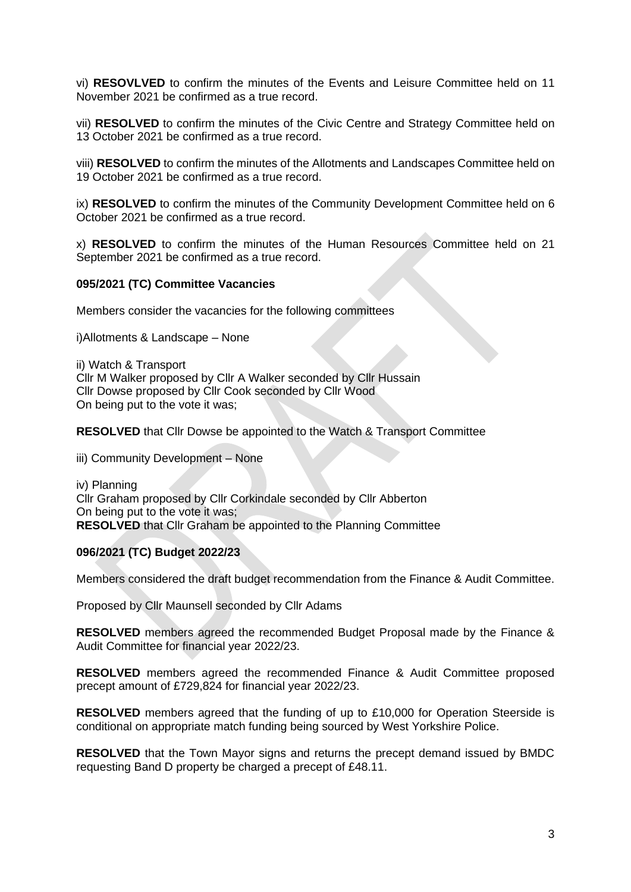vi) **RESOVLVED** to confirm the minutes of the Events and Leisure Committee held on 11 November 2021 be confirmed as a true record.

vii) **RESOLVED** to confirm the minutes of the Civic Centre and Strategy Committee held on 13 October 2021 be confirmed as a true record.

viii) **RESOLVED** to confirm the minutes of the Allotments and Landscapes Committee held on 19 October 2021 be confirmed as a true record.

ix) **RESOLVED** to confirm the minutes of the Community Development Committee held on 6 October 2021 be confirmed as a true record.

x) **RESOLVED** to confirm the minutes of the Human Resources Committee held on 21 September 2021 be confirmed as a true record.

**095/2021 (TC) Committee Vacancies**

Members consider the vacancies for the following committees

i)Allotments & Landscape – None

ii) Watch & Transport
Cllr M Walker proposed by Cllr A Walker seconded by Cllr Hussain
Cllr Dowse proposed by Cllr Cook seconded by Cllr Wood
On being put to the vote it was;

**RESOLVED** that Cllr Dowse be appointed to the Watch & Transport Committee

iii) Community Development – None

iv) Planning
Cllr Graham proposed by Cllr Corkindale seconded by Cllr Abberton
On being put to the vote it was;
**RESOLVED** that Cllr Graham be appointed to the Planning Committee

**096/2021 (TC) Budget 2022/23**

Members considered the draft budget recommendation from the Finance & Audit Committee.

Proposed by Cllr Maunsell seconded by Cllr Adams

**RESOLVED** members agreed the recommended Budget Proposal made by the Finance & Audit Committee for financial year 2022/23.

**RESOLVED** members agreed the recommended Finance & Audit Committee proposed precept amount of £729,824 for financial year 2022/23.

**RESOLVED** members agreed that the funding of up to £10,000 for Operation Steerside is conditional on appropriate match funding being sourced by West Yorkshire Police.

**RESOLVED** that the Town Mayor signs and returns the precept demand issued by BMDC requesting Band D property be charged a precept of £48.11.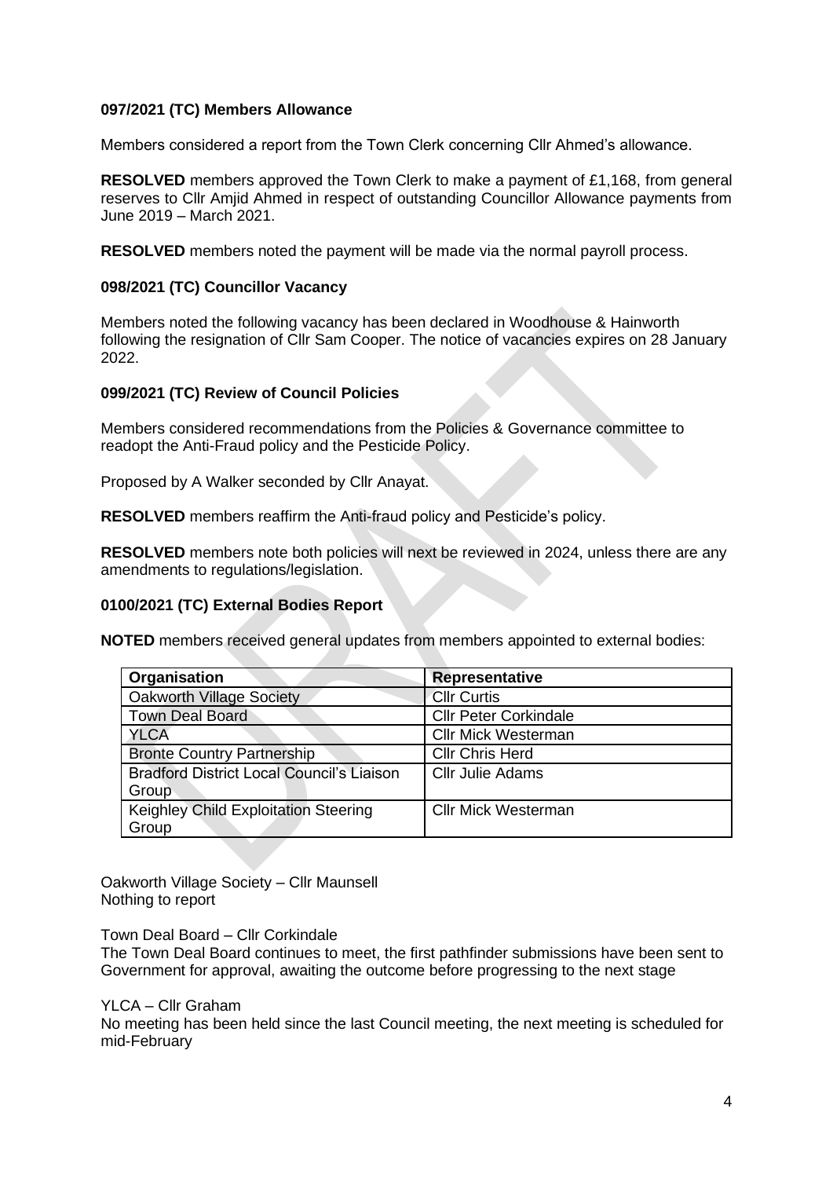### 097/2021 (TC) Members Allowance

Members considered a report from the Town Clerk concerning Cllr Ahmed's allowance.

**RESOLVED** members approved the Town Clerk to make a payment of £1,168, from general reserves to Cllr Amjid Ahmed in respect of outstanding Councillor Allowance payments from June 2019 – March 2021.

**RESOLVED** members noted the payment will be made via the normal payroll process.

### 098/2021 (TC) Councillor Vacancy

Members noted the following vacancy has been declared in Woodhouse & Hainworth following the resignation of Cllr Sam Cooper. The notice of vacancies expires on 28 January 2022.

### 099/2021 (TC) Review of Council Policies

Members considered recommendations from the Policies & Governance committee to readopt the Anti-Fraud policy and the Pesticide Policy.

Proposed by A Walker seconded by Cllr Anayat.

**RESOLVED** members reaffirm the Anti-fraud policy and Pesticide's policy.

**RESOLVED** members note both policies will next be reviewed in 2024, unless there are any amendments to regulations/legislation.

### 0100/2021 (TC) External Bodies Report

**NOTED** members received general updates from members appointed to external bodies:

| Organisation | Representative |
|---|---|
| Oakworth Village Society | Cllr Curtis |
| Town Deal Board | Cllr Peter Corkindale |
| YLCA | Cllr Mick Westerman |
| Bronte Country Partnership | Cllr Chris Herd |
| Bradford District Local Council's Liaison Group | Cllr Julie Adams |
| Keighley Child Exploitation Steering Group | Cllr Mick Westerman |

Oakworth Village Society – Cllr Maunsell
Nothing to report

Town Deal Board – Cllr Corkindale
The Town Deal Board continues to meet, the first pathfinder submissions have been sent to Government for approval, awaiting the outcome before progressing to the next stage

YLCA – Cllr Graham
No meeting has been held since the last Council meeting, the next meeting is scheduled for mid-February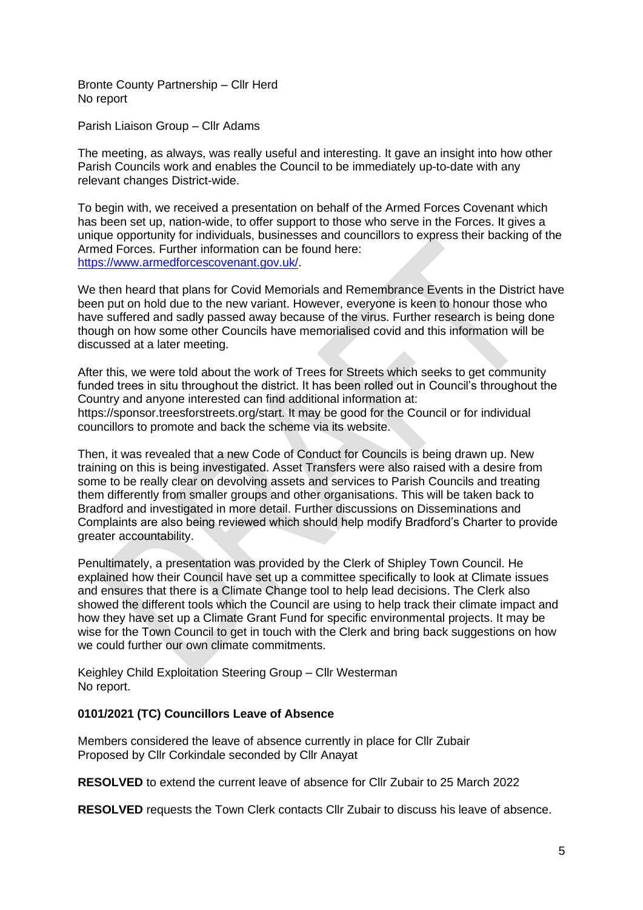Bronte County Partnership – Cllr Herd
No report

Parish Liaison Group – Cllr Adams

The meeting, as always, was really useful and interesting. It gave an insight into how other Parish Councils work and enables the Council to be immediately up-to-date with any relevant changes District-wide.

To begin with, we received a presentation on behalf of the Armed Forces Covenant which has been set up, nation-wide, to offer support to those who serve in the Forces. It gives a unique opportunity for individuals, businesses and councillors to express their backing of the Armed Forces. Further information can be found here: https://www.armedforcescovenant.gov.uk/.

We then heard that plans for Covid Memorials and Remembrance Events in the District have been put on hold due to the new variant. However, everyone is keen to honour those who have suffered and sadly passed away because of the virus. Further research is being done though on how some other Councils have memorialised covid and this information will be discussed at a later meeting.

After this, we were told about the work of Trees for Streets which seeks to get community funded trees in situ throughout the district. It has been rolled out in Council's throughout the Country and anyone interested can find additional information at: https://sponsor.treesforstreets.org/start. It may be good for the Council or for individual councillors to promote and back the scheme via its website.

Then, it was revealed that a new Code of Conduct for Councils is being drawn up. New training on this is being investigated. Asset Transfers were also raised with a desire from some to be really clear on devolving assets and services to Parish Councils and treating them differently from smaller groups and other organisations. This will be taken back to Bradford and investigated in more detail. Further discussions on Disseminations and Complaints are also being reviewed which should help modify Bradford's Charter to provide greater accountability.

Penultimately, a presentation was provided by the Clerk of Shipley Town Council. He explained how their Council have set up a committee specifically to look at Climate issues and ensures that there is a Climate Change tool to help lead decisions. The Clerk also showed the different tools which the Council are using to help track their climate impact and how they have set up a Climate Grant Fund for specific environmental projects. It may be wise for the Town Council to get in touch with the Clerk and bring back suggestions on how we could further our own climate commitments.

Keighley Child Exploitation Steering Group – Cllr Westerman
No report.

**0101/2021 (TC) Councillors Leave of Absence**

Members considered the leave of absence currently in place for Cllr Zubair
Proposed by Cllr Corkindale seconded by Cllr Anayat

**RESOLVED** to extend the current leave of absence for Cllr Zubair to 25 March 2022

**RESOLVED** requests the Town Clerk contacts Cllr Zubair to discuss his leave of absence.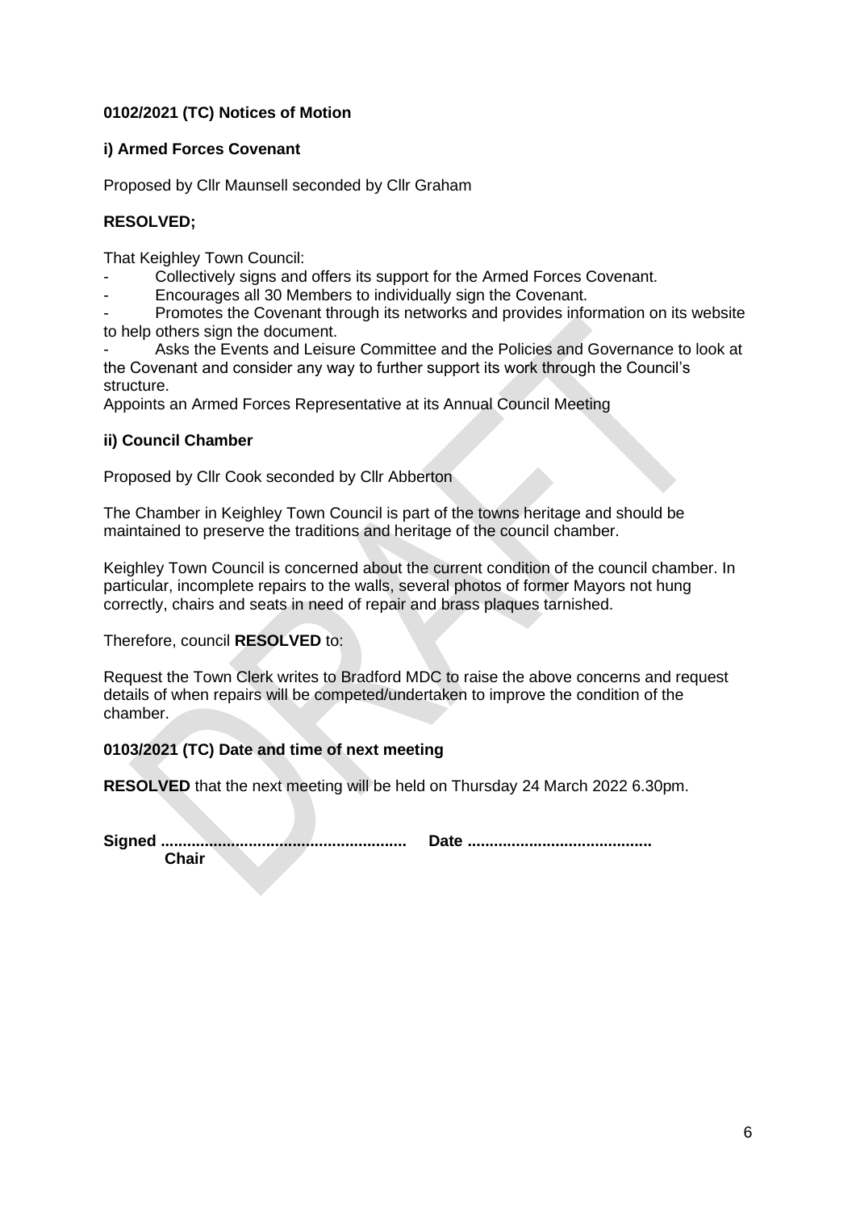**0102/2021 (TC) Notices of Motion**

**i) Armed Forces Covenant**

Proposed by Cllr Maunsell seconded by Cllr Graham

**RESOLVED;**

That Keighley Town Council:

- Collectively signs and offers its support for the Armed Forces Covenant.
- Encourages all 30 Members to individually sign the Covenant.
- Promotes the Covenant through its networks and provides information on its website to help others sign the document.
- Asks the Events and Leisure Committee and the Policies and Governance to look at the Covenant and consider any way to further support its work through the Council's structure.

Appoints an Armed Forces Representative at its Annual Council Meeting

**ii) Council Chamber**

Proposed by Cllr Cook seconded by Cllr Abberton

The Chamber in Keighley Town Council is part of the towns heritage and should be maintained to preserve the traditions and heritage of the council chamber.

Keighley Town Council is concerned about the current condition of the council chamber. In particular, incomplete repairs to the walls, several photos of former Mayors not hung correctly, chairs and seats in need of repair and brass plaques tarnished.

Therefore, council **RESOLVED** to:

Request the Town Clerk writes to Bradford MDC to raise the above concerns and request details of when repairs will be competed/undertaken to improve the condition of the chamber.

**0103/2021 (TC) Date and time of next meeting**

**RESOLVED** that the next meeting will be held on Thursday 24 March 2022 6.30pm.

**Signed ........................................................ Date ..........................................**
**Chair**